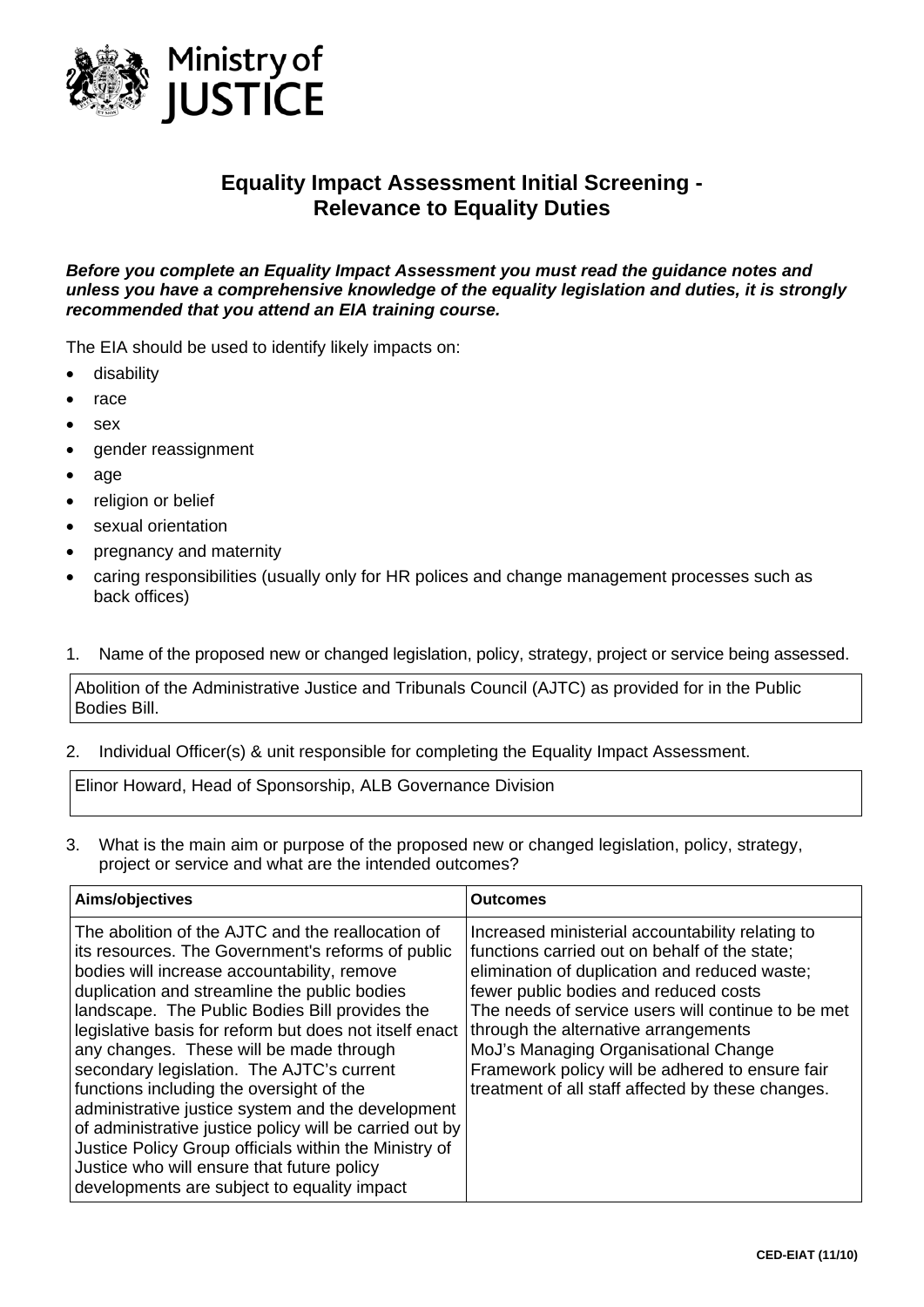Ministry of JUSTICE

# Equality Impact Assessment Initial Screening - Relevance to Equality Duties

***Before you complete an Equality Impact Assessment you must read the guidance notes and unless you have a comprehensive knowledge of the equality legislation and duties, it is strongly recommended that you attend an EIA training course.***

The EIA should be used to identify likely impacts on:

- disability
- race
- sex
- gender reassignment
- age
- religion or belief
- sexual orientation
- pregnancy and maternity
- caring responsibilities (usually only for HR polices and change management processes such as back offices)

1. Name of the proposed new or changed legislation, policy, strategy, project or service being assessed.

| Abolition of the Administrative Justice and Tribunals Council (AJTC) as provided for in the Public Bodies Bill. |
|---|

2. Individual Officer(s) & unit responsible for completing the Equality Impact Assessment.

| Elinor Howard, Head of Sponsorship, ALB Governance Division |
|---|

3. What is the main aim or purpose of the proposed new or changed legislation, policy, strategy, project or service and what are the intended outcomes?

| Aims/objectives | Outcomes |
|---|---|
| The abolition of the AJTC and the reallocation of its resources. The Government's reforms of public bodies will increase accountability, remove duplication and streamline the public bodies landscape. The Public Bodies Bill provides the legislative basis for reform but does not itself enact any changes. These will be made through secondary legislation. The AJTC's current functions including the oversight of the administrative justice system and the development of administrative justice policy will be carried out by Justice Policy Group officials within the Ministry of Justice who will ensure that future policy developments are subject to equality impact | Increased ministerial accountability relating to functions carried out on behalf of the state; elimination of duplication and reduced waste; fewer public bodies and reduced costs The needs of service users will continue to be met through the alternative arrangements MoJ's Managing Organisational Change Framework policy will be adhered to ensure fair treatment of all staff affected by these changes. |

CED-EIAT (11/10)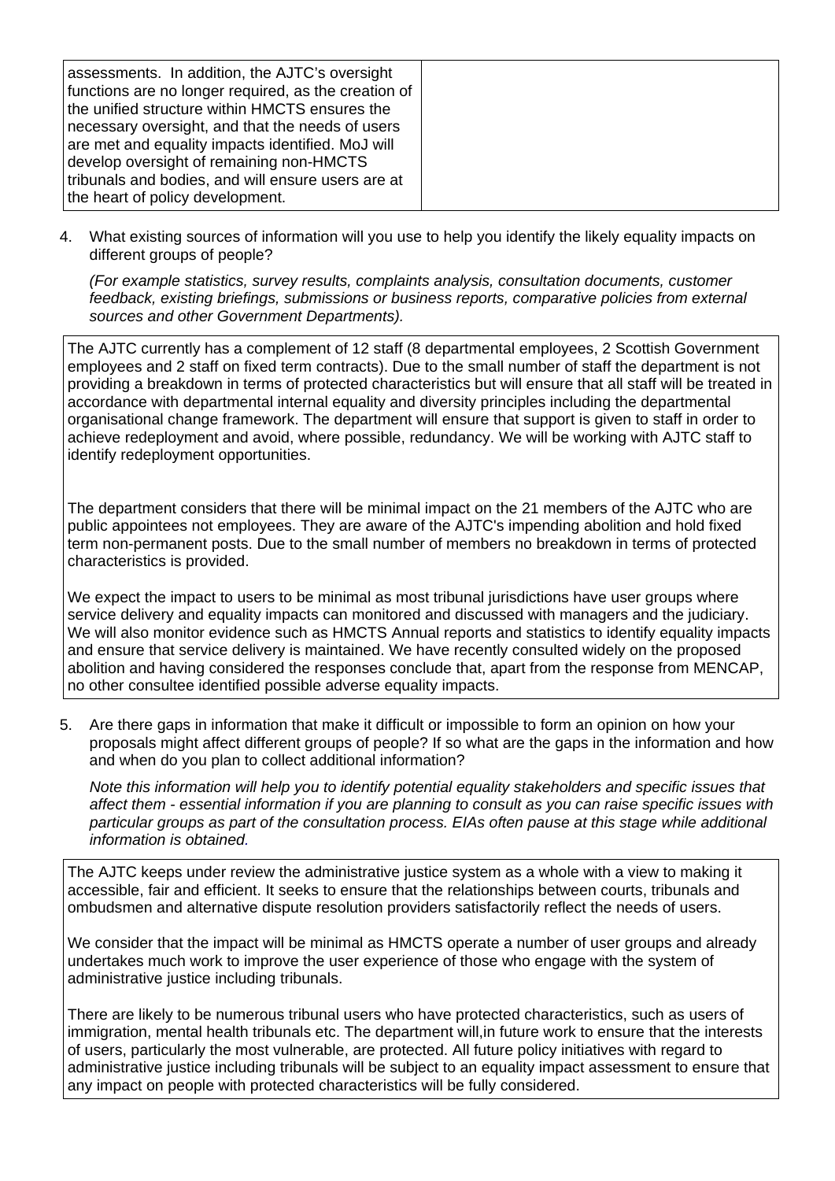| | |
|---|---|
| assessments. In addition, the AJTC's oversight functions are no longer required, as the creation of the unified structure within HMCTS ensures the necessary oversight, and that the needs of users are met and equality impacts identified. MoJ will develop oversight of remaining non-HMCTS tribunals and bodies, and will ensure users are at the heart of policy development. | |

4. What existing sources of information will you use to help you identify the likely equality impacts on different groups of people?

   *(For example statistics, survey results, complaints analysis, consultation documents, customer feedback, existing briefings, submissions or business reports, comparative policies from external sources and other Government Departments).*

> The AJTC currently has a complement of 12 staff (8 departmental employees, 2 Scottish Government employees and 2 staff on fixed term contracts). Due to the small number of staff the department is not providing a breakdown in terms of protected characteristics but will ensure that all staff will be treated in accordance with departmental internal equality and diversity principles including the departmental organisational change framework. The department will ensure that support is given to staff in order to achieve redeployment and avoid, where possible, redundancy. We will be working with AJTC staff to identify redeployment opportunities.
>
> The department considers that there will be minimal impact on the 21 members of the AJTC who are public appointees not employees. They are aware of the AJTC's impending abolition and hold fixed term non-permanent posts. Due to the small number of members no breakdown in terms of protected characteristics is provided.
>
> We expect the impact to users to be minimal as most tribunal jurisdictions have user groups where service delivery and equality impacts can monitored and discussed with managers and the judiciary. We will also monitor evidence such as HMCTS Annual reports and statistics to identify equality impacts and ensure that service delivery is maintained. We have recently consulted widely on the proposed abolition and having considered the responses conclude that, apart from the response from MENCAP, no other consultee identified possible adverse equality impacts.

5. Are there gaps in information that make it difficult or impossible to form an opinion on how your proposals might affect different groups of people? If so what are the gaps in the information and how and when do you plan to collect additional information?

   *Note this information will help you to identify potential equality stakeholders and specific issues that affect them - essential information if you are planning to consult as you can raise specific issues with particular groups as part of the consultation process. EIAs often pause at this stage while additional information is obtained.*

> The AJTC keeps under review the administrative justice system as a whole with a view to making it accessible, fair and efficient. It seeks to ensure that the relationships between courts, tribunals and ombudsmen and alternative dispute resolution providers satisfactorily reflect the needs of users.
>
> We consider that the impact will be minimal as HMCTS operate a number of user groups and already undertakes much work to improve the user experience of those who engage with the system of administrative justice including tribunals.
>
> There are likely to be numerous tribunal users who have protected characteristics, such as users of immigration, mental health tribunals etc. The department will,in future work to ensure that the interests of users, particularly the most vulnerable, are protected. All future policy initiatives with regard to administrative justice including tribunals will be subject to an equality impact assessment to ensure that any impact on people with protected characteristics will be fully considered.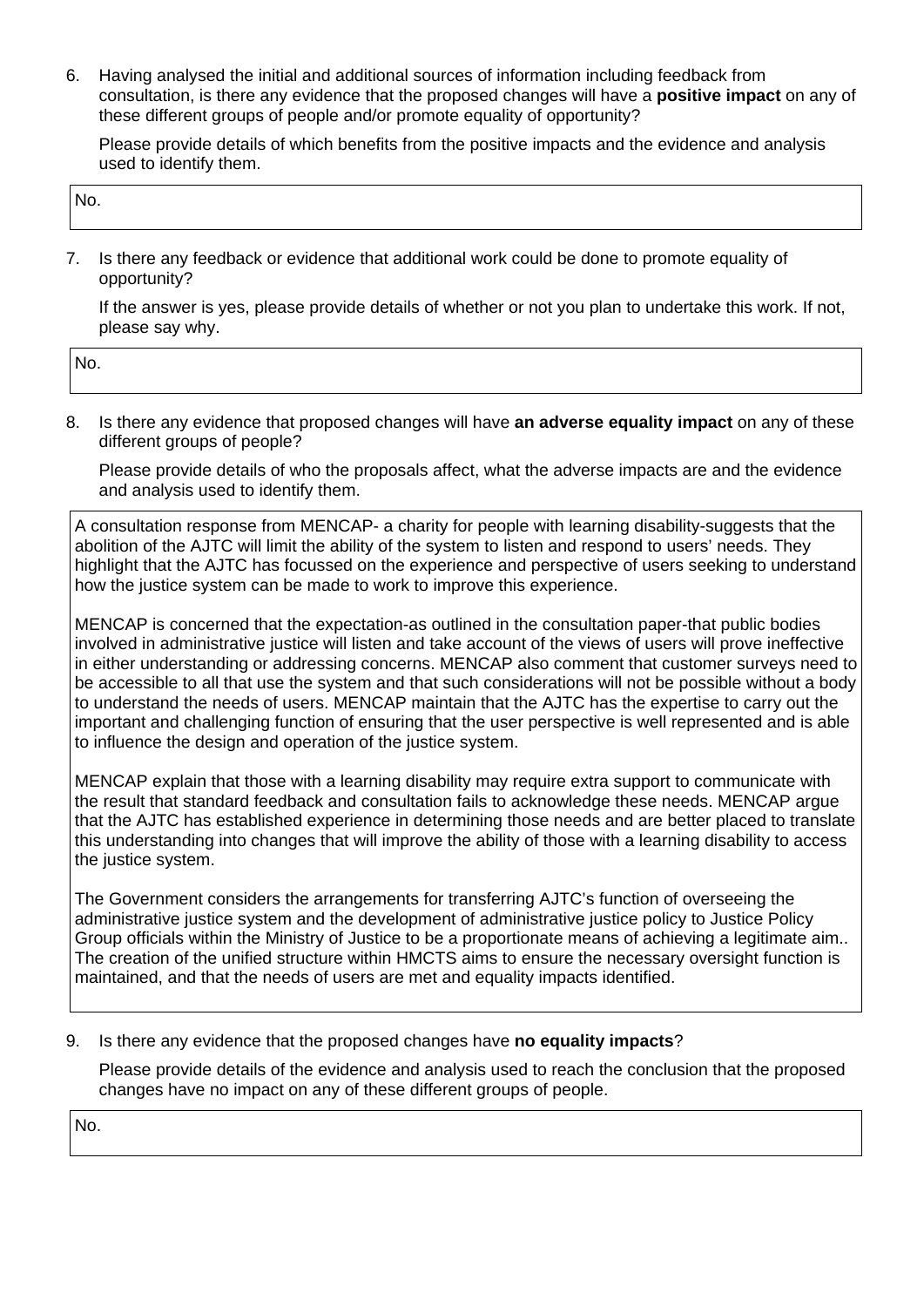6. Having analysed the initial and additional sources of information including feedback from consultation, is there any evidence that the proposed changes will have a **positive impact** on any of these different groups of people and/or promote equality of opportunity?

   Please provide details of which benefits from the positive impacts and the evidence and analysis used to identify them.

| No. |
|---|

7. Is there any feedback or evidence that additional work could be done to promote equality of opportunity?

   If the answer is yes, please provide details of whether or not you plan to undertake this work. If not, please say why.

| No. |
|---|

8. Is there any evidence that proposed changes will have **an adverse equality impact** on any of these different groups of people?

   Please provide details of who the proposals affect, what the adverse impacts are and the evidence and analysis used to identify them.

A consultation response from MENCAP- a charity for people with learning disability-suggests that the abolition of the AJTC will limit the ability of the system to listen and respond to users' needs. They highlight that the AJTC has focussed on the experience and perspective of users seeking to understand how the justice system can be made to work to improve this experience.

MENCAP is concerned that the expectation-as outlined in the consultation paper-that public bodies involved in administrative justice will listen and take account of the views of users will prove ineffective in either understanding or addressing concerns. MENCAP also comment that customer surveys need to be accessible to all that use the system and that such considerations will not be possible without a body to understand the needs of users. MENCAP maintain that the AJTC has the expertise to carry out the important and challenging function of ensuring that the user perspective is well represented and is able to influence the design and operation of the justice system.

MENCAP explain that those with a learning disability may require extra support to communicate with the result that standard feedback and consultation fails to acknowledge these needs. MENCAP argue that the AJTC has established experience in determining those needs and are better placed to translate this understanding into changes that will improve the ability of those with a learning disability to access the justice system.

The Government considers the arrangements for transferring AJTC's function of overseeing the administrative justice system and the development of administrative justice policy to Justice Policy Group officials within the Ministry of Justice to be a proportionate means of achieving a legitimate aim.. The creation of the unified structure within HMCTS aims to ensure the necessary oversight function is maintained, and that the needs of users are met and equality impacts identified.

9. Is there any evidence that the proposed changes have **no equality impacts**?

   Please provide details of the evidence and analysis used to reach the conclusion that the proposed changes have no impact on any of these different groups of people.

| No. |
|---|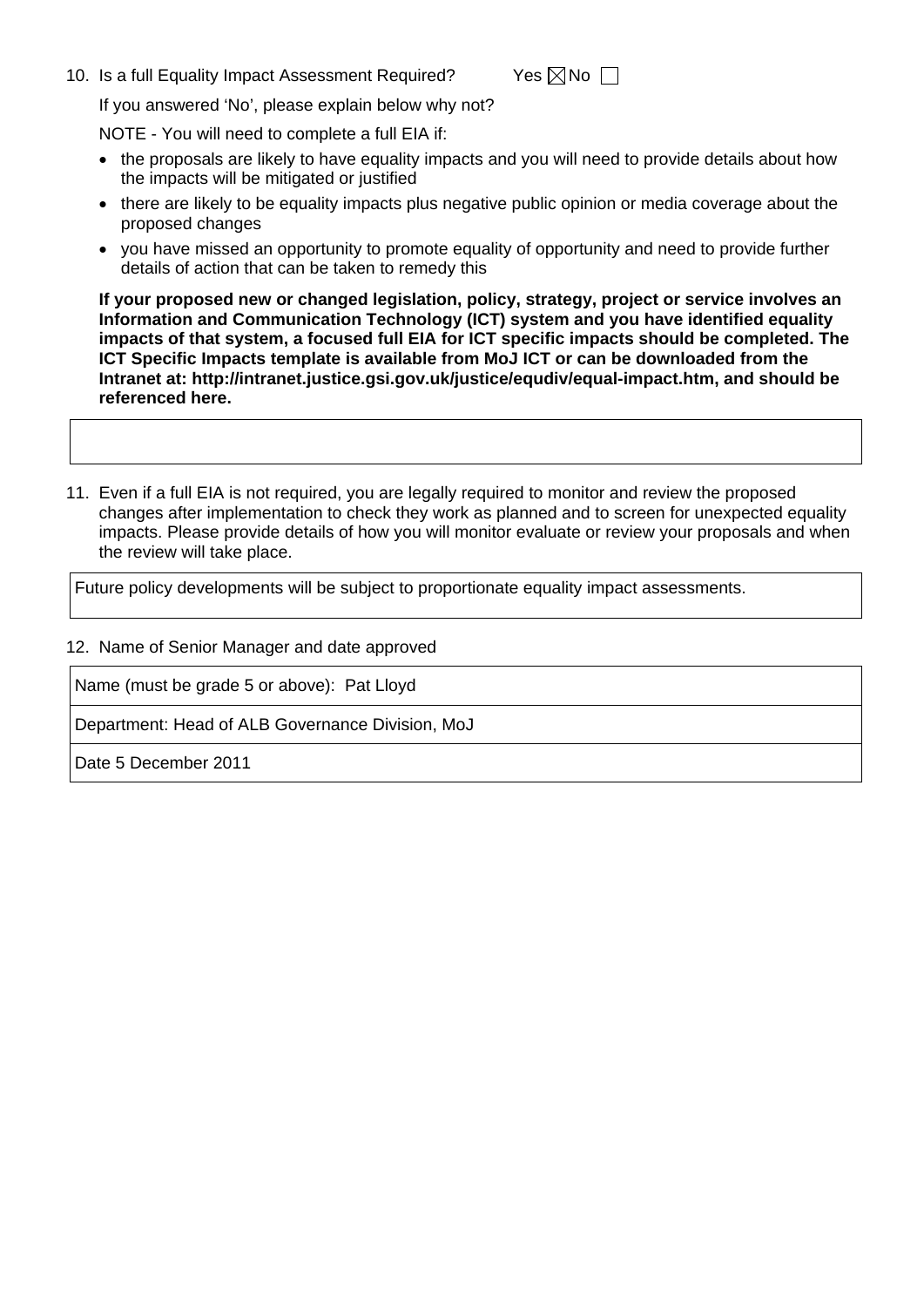10. Is a full Equality Impact Assessment Required? Yes ☒ No ☐

If you answered 'No', please explain below why not?

NOTE - You will need to complete a full EIA if:

- the proposals are likely to have equality impacts and you will need to provide details about how the impacts will be mitigated or justified
- there are likely to be equality impacts plus negative public opinion or media coverage about the proposed changes
- you have missed an opportunity to promote equality of opportunity and need to provide further details of action that can be taken to remedy this

**If your proposed new or changed legislation, policy, strategy, project or service involves an Information and Communication Technology (ICT) system and you have identified equality impacts of that system, a focused full EIA for ICT specific impacts should be completed. The ICT Specific Impacts template is available from MoJ ICT or can be downloaded from the Intranet at: http://intranet.justice.gsi.gov.uk/justice/equdiv/equal-impact.htm, and should be referenced here.**

| |
|---|
| |

11. Even if a full EIA is not required, you are legally required to monitor and review the proposed changes after implementation to check they work as planned and to screen for unexpected equality impacts. Please provide details of how you will monitor evaluate or review your proposals and when the review will take place.

| |
|---|
| Future policy developments will be subject to proportionate equality impact assessments. |

12. Name of Senior Manager and date approved

| |
|---|
| Name (must be grade 5 or above): Pat Lloyd |
| Department: Head of ALB Governance Division, MoJ |
| Date 5 December 2011 |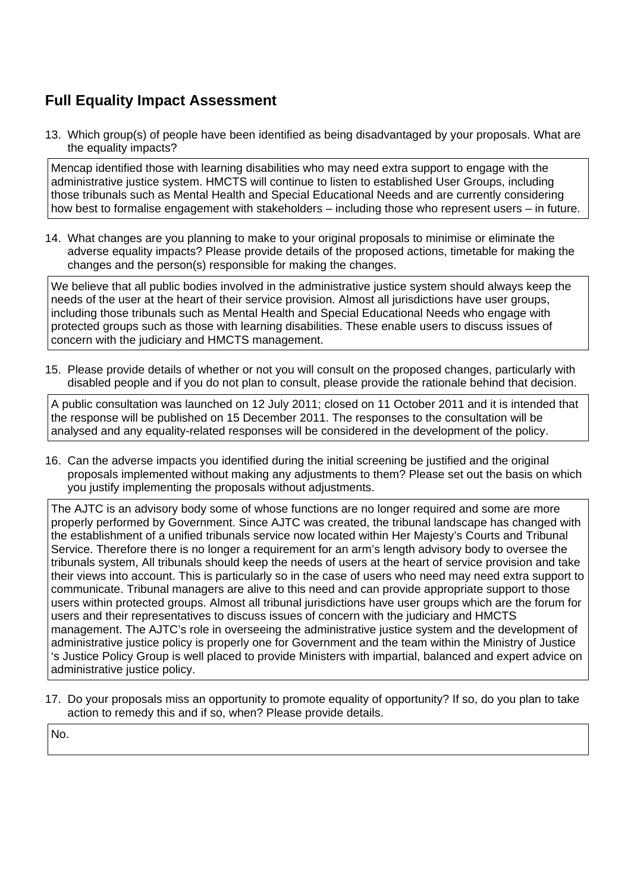## Full Equality Impact Assessment

13. Which group(s) of people have been identified as being disadvantaged by your proposals. What are the equality impacts?

Mencap identified those with learning disabilities who may need extra support to engage with the administrative justice system. HMCTS will continue to listen to established User Groups, including those tribunals such as Mental Health and Special Educational Needs and are currently considering how best to formalise engagement with stakeholders – including those who represent users – in future.

14. What changes are you planning to make to your original proposals to minimise or eliminate the adverse equality impacts? Please provide details of the proposed actions, timetable for making the changes and the person(s) responsible for making the changes.

We believe that all public bodies involved in the administrative justice system should always keep the needs of the user at the heart of their service provision. Almost all jurisdictions have user groups, including those tribunals such as Mental Health and Special Educational Needs who engage with protected groups such as those with learning disabilities. These enable users to discuss issues of concern with the judiciary and HMCTS management.

15. Please provide details of whether or not you will consult on the proposed changes, particularly with disabled people and if you do not plan to consult, please provide the rationale behind that decision.

A public consultation was launched on 12 July 2011; closed on 11 October 2011 and it is intended that the response will be published on 15 December 2011. The responses to the consultation will be analysed and any equality-related responses will be considered in the development of the policy.

16. Can the adverse impacts you identified during the initial screening be justified and the original proposals implemented without making any adjustments to them? Please set out the basis on which you justify implementing the proposals without adjustments.

The AJTC is an advisory body some of whose functions are no longer required and some are more properly performed by Government. Since AJTC was created, the tribunal landscape has changed with the establishment of a unified tribunals service now located within Her Majesty's Courts and Tribunal Service. Therefore there is no longer a requirement for an arm's length advisory body to oversee the tribunals system, All tribunals should keep the needs of users at the heart of service provision and take their views into account. This is particularly so in the case of users who need may need extra support to communicate. Tribunal managers are alive to this need and can provide appropriate support to those users within protected groups. Almost all tribunal jurisdictions have user groups which are the forum for users and their representatives to discuss issues of concern with the judiciary and HMCTS management. The AJTC's role in overseeing the administrative justice system and the development of administrative justice policy is properly one for Government and the team within the Ministry of Justice 's Justice Policy Group is well placed to provide Ministers with impartial, balanced and expert advice on administrative justice policy.

17. Do your proposals miss an opportunity to promote equality of opportunity? If so, do you plan to take action to remedy this and if so, when? Please provide details.

No.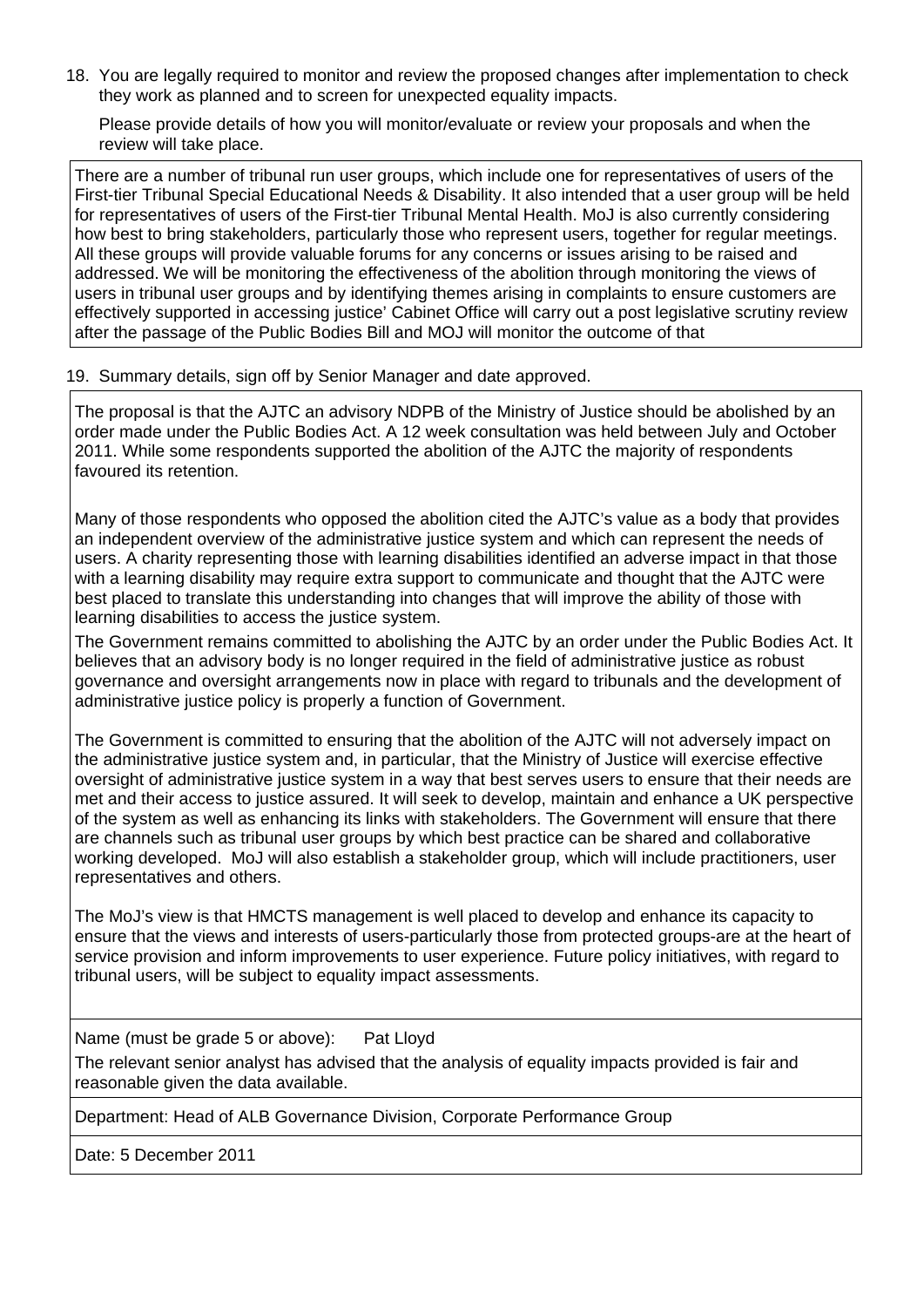18. You are legally required to monitor and review the proposed changes after implementation to check they work as planned and to screen for unexpected equality impacts.

    Please provide details of how you will monitor/evaluate or review your proposals and when the review will take place.

There are a number of tribunal run user groups, which include one for representatives of users of the First-tier Tribunal Special Educational Needs & Disability. It also intended that a user group will be held for representatives of users of the First-tier Tribunal Mental Health. MoJ is also currently considering how best to bring stakeholders, particularly those who represent users, together for regular meetings. All these groups will provide valuable forums for any concerns or issues arising to be raised and addressed. We will be monitoring the effectiveness of the abolition through monitoring the views of users in tribunal user groups and by identifying themes arising in complaints to ensure customers are effectively supported in accessing justice' Cabinet Office will carry out a post legislative scrutiny review after the passage of the Public Bodies Bill and MOJ will monitor the outcome of that

19. Summary details, sign off by Senior Manager and date approved.

The proposal is that the AJTC an advisory NDPB of the Ministry of Justice should be abolished by an order made under the Public Bodies Act. A 12 week consultation was held between July and October 2011. While some respondents supported the abolition of the AJTC the majority of respondents favoured its retention.

Many of those respondents who opposed the abolition cited the AJTC's value as a body that provides an independent overview of the administrative justice system and which can represent the needs of users. A charity representing those with learning disabilities identified an adverse impact in that those with a learning disability may require extra support to communicate and thought that the AJTC were best placed to translate this understanding into changes that will improve the ability of those with learning disabilities to access the justice system.

The Government remains committed to abolishing the AJTC by an order under the Public Bodies Act. It believes that an advisory body is no longer required in the field of administrative justice as robust governance and oversight arrangements now in place with regard to tribunals and the development of administrative justice policy is properly a function of Government.

The Government is committed to ensuring that the abolition of the AJTC will not adversely impact on the administrative justice system and, in particular, that the Ministry of Justice will exercise effective oversight of administrative justice system in a way that best serves users to ensure that their needs are met and their access to justice assured. It will seek to develop, maintain and enhance a UK perspective of the system as well as enhancing its links with stakeholders. The Government will ensure that there are channels such as tribunal user groups by which best practice can be shared and collaborative working developed. MoJ will also establish a stakeholder group, which will include practitioners, user representatives and others.

The MoJ's view is that HMCTS management is well placed to develop and enhance its capacity to ensure that the views and interests of users-particularly those from protected groups-are at the heart of service provision and inform improvements to user experience. Future policy initiatives, with regard to tribunal users, will be subject to equality impact assessments.

Name (must be grade 5 or above): Pat Lloyd

The relevant senior analyst has advised that the analysis of equality impacts provided is fair and reasonable given the data available.

Department: Head of ALB Governance Division, Corporate Performance Group

Date: 5 December 2011